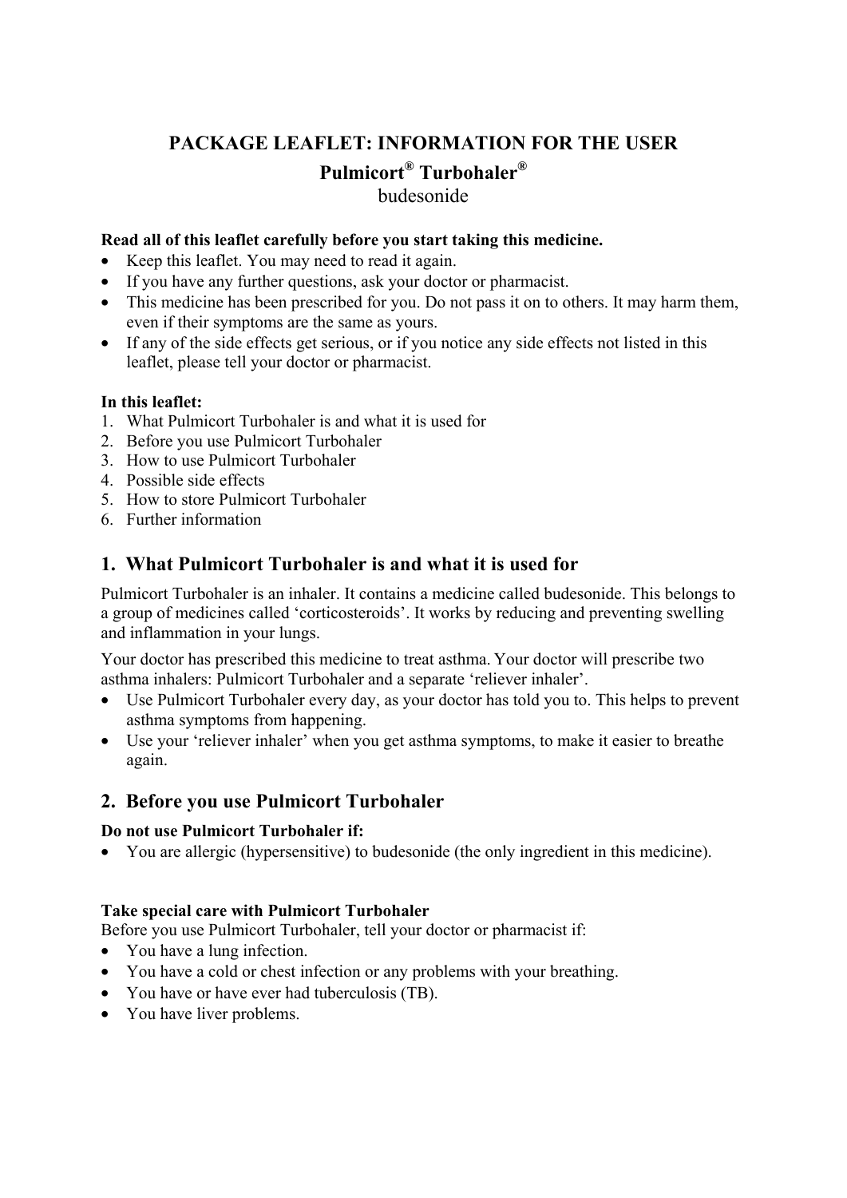# PACKAGE LEAFLET: INFORMATION FOR THE USER

## Pulmicort® Turbohaler®

budesonide

**Read all of this leaflet carefully before you start taking this medicine.**

- Keep this leaflet. You may need to read it again.
- If you have any further questions, ask your doctor or pharmacist.
- This medicine has been prescribed for you. Do not pass it on to others. It may harm them, even if their symptoms are the same as yours.
- If any of the side effects get serious, or if you notice any side effects not listed in this leaflet, please tell your doctor or pharmacist.

**In this leaflet:**

1. What Pulmicort Turbohaler is and what it is used for
2. Before you use Pulmicort Turbohaler
3. How to use Pulmicort Turbohaler
4. Possible side effects
5. How to store Pulmicort Turbohaler
6. Further information

## 1. What Pulmicort Turbohaler is and what it is used for

Pulmicort Turbohaler is an inhaler. It contains a medicine called budesonide. This belongs to a group of medicines called 'corticosteroids'. It works by reducing and preventing swelling and inflammation in your lungs.

Your doctor has prescribed this medicine to treat asthma. Your doctor will prescribe two asthma inhalers: Pulmicort Turbohaler and a separate 'reliever inhaler'.

- Use Pulmicort Turbohaler every day, as your doctor has told you to. This helps to prevent asthma symptoms from happening.
- Use your 'reliever inhaler' when you get asthma symptoms, to make it easier to breathe again.

## 2. Before you use Pulmicort Turbohaler

**Do not use Pulmicort Turbohaler if:**

- You are allergic (hypersensitive) to budesonide (the only ingredient in this medicine).

**Take special care with Pulmicort Turbohaler**

Before you use Pulmicort Turbohaler, tell your doctor or pharmacist if:

- You have a lung infection.
- You have a cold or chest infection or any problems with your breathing.
- You have or have ever had tuberculosis (TB).
- You have liver problems.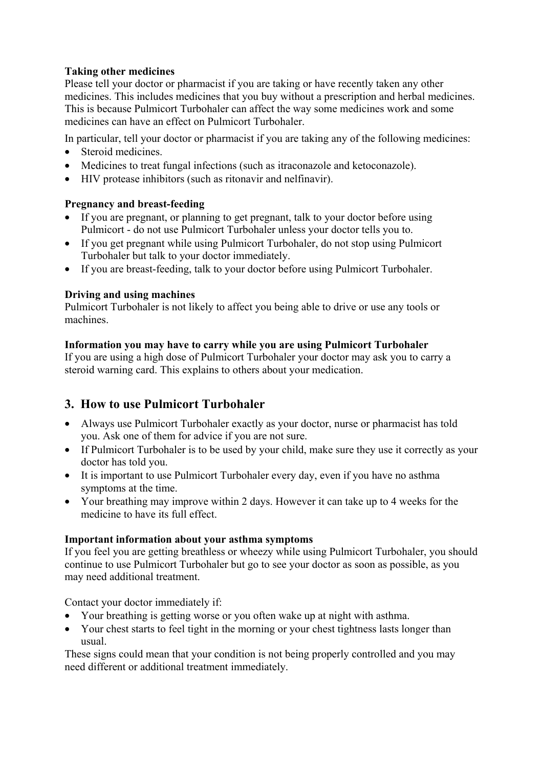**Taking other medicines**

Please tell your doctor or pharmacist if you are taking or have recently taken any other medicines. This includes medicines that you buy without a prescription and herbal medicines. This is because Pulmicort Turbohaler can affect the way some medicines work and some medicines can have an effect on Pulmicort Turbohaler.

In particular, tell your doctor or pharmacist if you are taking any of the following medicines:

- Steroid medicines.
- Medicines to treat fungal infections (such as itraconazole and ketoconazole).
- HIV protease inhibitors (such as ritonavir and nelfinavir).

**Pregnancy and breast-feeding**

- If you are pregnant, or planning to get pregnant, talk to your doctor before using Pulmicort - do not use Pulmicort Turbohaler unless your doctor tells you to.
- If you get pregnant while using Pulmicort Turbohaler, do not stop using Pulmicort Turbohaler but talk to your doctor immediately.
- If you are breast-feeding, talk to your doctor before using Pulmicort Turbohaler.

**Driving and using machines**

Pulmicort Turbohaler is not likely to affect you being able to drive or use any tools or machines.

**Information you may have to carry while you are using Pulmicort Turbohaler**

If you are using a high dose of Pulmicort Turbohaler your doctor may ask you to carry a steroid warning card. This explains to others about your medication.

## 3. How to use Pulmicort Turbohaler

- Always use Pulmicort Turbohaler exactly as your doctor, nurse or pharmacist has told you. Ask one of them for advice if you are not sure.
- If Pulmicort Turbohaler is to be used by your child, make sure they use it correctly as your doctor has told you.
- It is important to use Pulmicort Turbohaler every day, even if you have no asthma symptoms at the time.
- Your breathing may improve within 2 days. However it can take up to 4 weeks for the medicine to have its full effect.

**Important information about your asthma symptoms**

If you feel you are getting breathless or wheezy while using Pulmicort Turbohaler, you should continue to use Pulmicort Turbohaler but go to see your doctor as soon as possible, as you may need additional treatment.

Contact your doctor immediately if:

- Your breathing is getting worse or you often wake up at night with asthma.
- Your chest starts to feel tight in the morning or your chest tightness lasts longer than usual.

These signs could mean that your condition is not being properly controlled and you may need different or additional treatment immediately.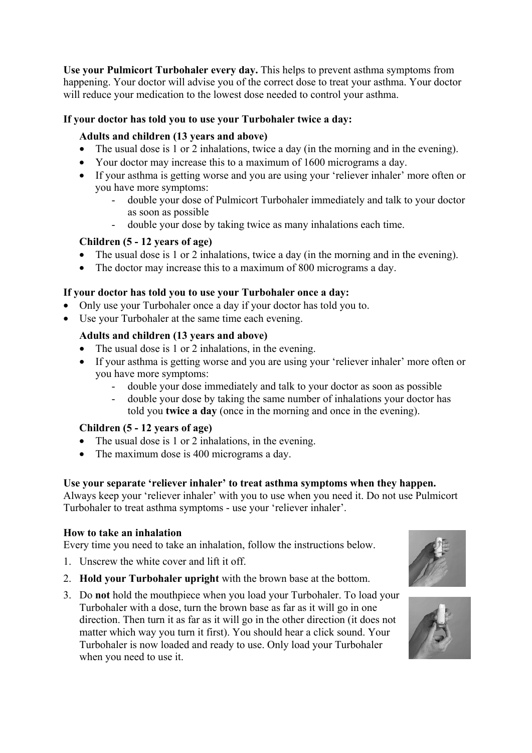**Use your Pulmicort Turbohaler every day.** This helps to prevent asthma symptoms from happening. Your doctor will advise you of the correct dose to treat your asthma. Your doctor will reduce your medication to the lowest dose needed to control your asthma.

**If your doctor has told you to use your Turbohaler twice a day:**

**Adults and children (13 years and above)**

- The usual dose is 1 or 2 inhalations, twice a day (in the morning and in the evening).
- Your doctor may increase this to a maximum of 1600 micrograms a day.
- If your asthma is getting worse and you are using your 'reliever inhaler' more often or you have more symptoms:
  - double your dose of Pulmicort Turbohaler immediately and talk to your doctor as soon as possible
  - double your dose by taking twice as many inhalations each time.

**Children (5 - 12 years of age)**

- The usual dose is 1 or 2 inhalations, twice a day (in the morning and in the evening).
- The doctor may increase this to a maximum of 800 micrograms a day.

**If your doctor has told you to use your Turbohaler once a day:**

- Only use your Turbohaler once a day if your doctor has told you to.
- Use your Turbohaler at the same time each evening.

**Adults and children (13 years and above)**

- The usual dose is 1 or 2 inhalations, in the evening.
- If your asthma is getting worse and you are using your 'reliever inhaler' more often or you have more symptoms:
  - double your dose immediately and talk to your doctor as soon as possible
  - double your dose by taking the same number of inhalations your doctor has told you **twice a day** (once in the morning and once in the evening).

**Children (5 - 12 years of age)**

- The usual dose is 1 or 2 inhalations, in the evening.
- The maximum dose is 400 micrograms a day.

**Use your separate 'reliever inhaler' to treat asthma symptoms when they happen.** Always keep your 'reliever inhaler' with you to use when you need it. Do not use Pulmicort Turbohaler to treat asthma symptoms - use your 'reliever inhaler'.

**How to take an inhalation**

Every time you need to take an inhalation, follow the instructions below.

1. Unscrew the white cover and lift it off.
2. **Hold your Turbohaler upright** with the brown base at the bottom.
3. Do **not** hold the mouthpiece when you load your Turbohaler. To load your Turbohaler with a dose, turn the brown base as far as it will go in one direction. Then turn it as far as it will go in the other direction (it does not matter which way you turn it first). You should hear a click sound. Your Turbohaler is now loaded and ready to use. Only load your Turbohaler when you need to use it.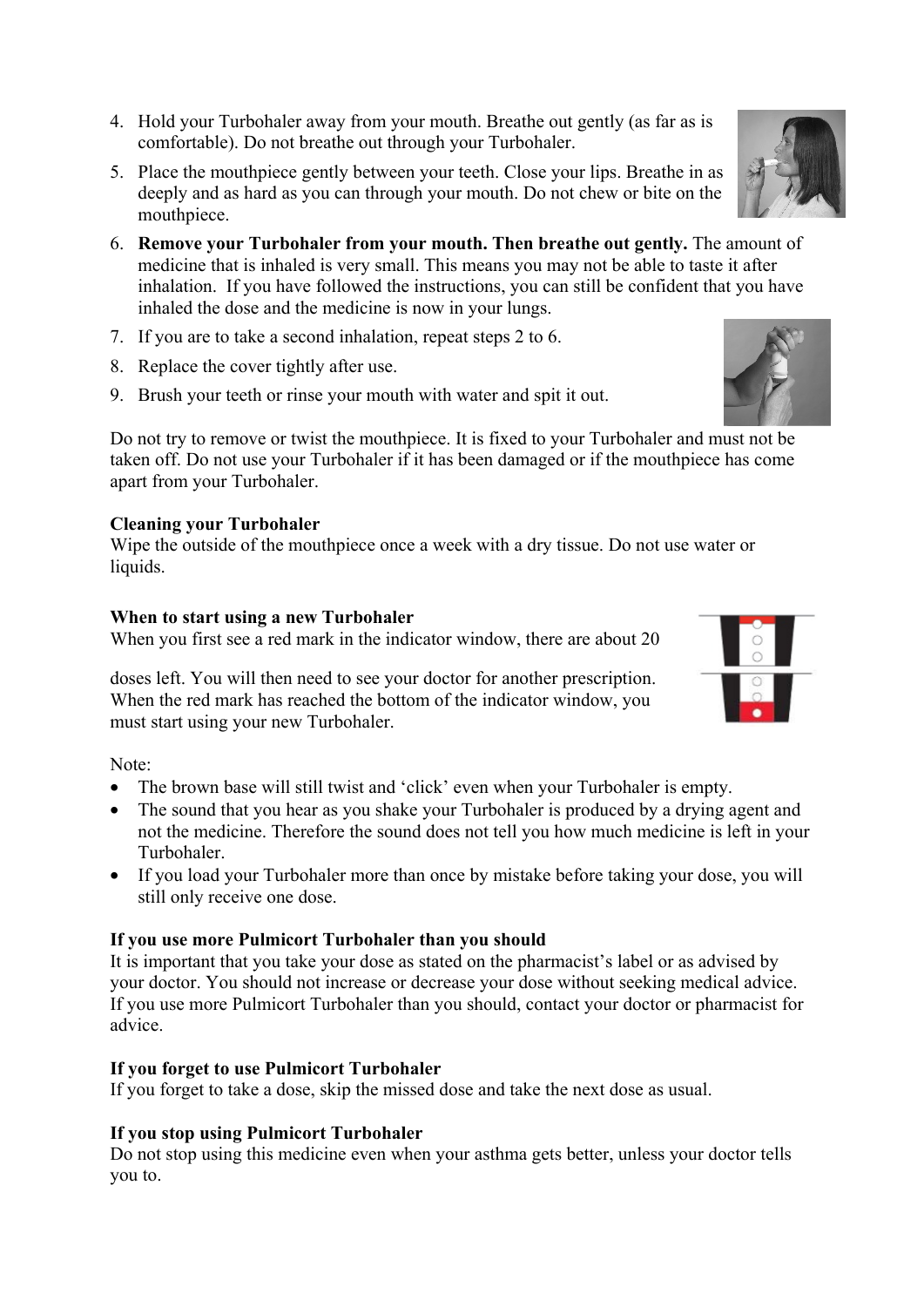4. Hold your Turbohaler away from your mouth. Breathe out gently (as far as is comfortable). Do not breathe out through your Turbohaler.
5. Place the mouthpiece gently between your teeth. Close your lips. Breathe in as deeply and as hard as you can through your mouth. Do not chew or bite on the mouthpiece.
6. **Remove your Turbohaler from your mouth. Then breathe out gently.** The amount of medicine that is inhaled is very small. This means you may not be able to taste it after inhalation. If you have followed the instructions, you can still be confident that you have inhaled the dose and the medicine is now in your lungs.
7. If you are to take a second inhalation, repeat steps 2 to 6.
8. Replace the cover tightly after use.
9. Brush your teeth or rinse your mouth with water and spit it out.

Do not try to remove or twist the mouthpiece. It is fixed to your Turbohaler and must not be taken off. Do not use your Turbohaler if it has been damaged or if the mouthpiece has come apart from your Turbohaler.

**Cleaning your Turbohaler**
Wipe the outside of the mouthpiece once a week with a dry tissue. Do not use water or liquids.

**When to start using a new Turbohaler**
When you first see a red mark in the indicator window, there are about 20 doses left. You will then need to see your doctor for another prescription. When the red mark has reached the bottom of the indicator window, you must start using your new Turbohaler.

Note:

- The brown base will still twist and 'click' even when your Turbohaler is empty.
- The sound that you hear as you shake your Turbohaler is produced by a drying agent and not the medicine. Therefore the sound does not tell you how much medicine is left in your Turbohaler.
- If you load your Turbohaler more than once by mistake before taking your dose, you will still only receive one dose.

**If you use more Pulmicort Turbohaler than you should**
It is important that you take your dose as stated on the pharmacist's label or as advised by your doctor. You should not increase or decrease your dose without seeking medical advice. If you use more Pulmicort Turbohaler than you should, contact your doctor or pharmacist for advice.

**If you forget to use Pulmicort Turbohaler**
If you forget to take a dose, skip the missed dose and take the next dose as usual.

**If you stop using Pulmicort Turbohaler**
Do not stop using this medicine even when your asthma gets better, unless your doctor tells you to.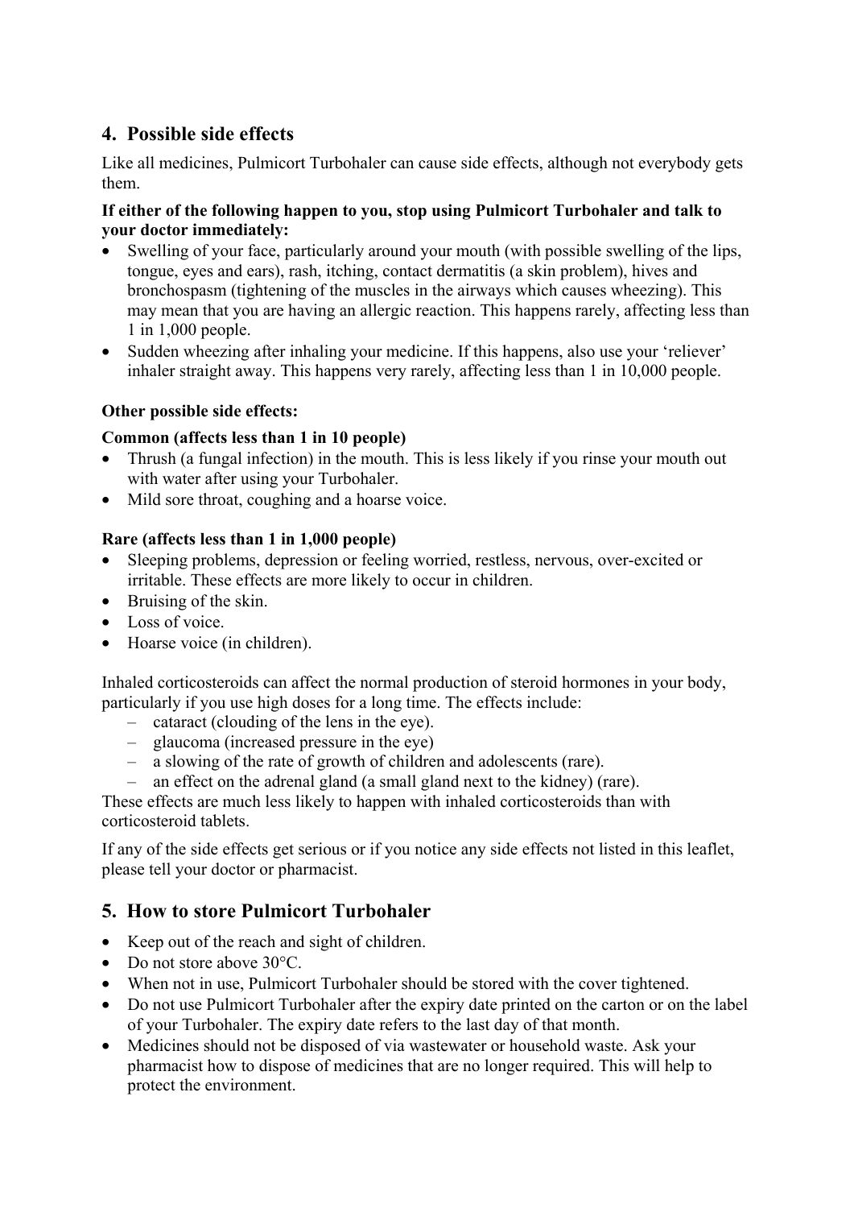## 4. Possible side effects

Like all medicines, Pulmicort Turbohaler can cause side effects, although not everybody gets them.

**If either of the following happen to you, stop using Pulmicort Turbohaler and talk to your doctor immediately:**

- Swelling of your face, particularly around your mouth (with possible swelling of the lips, tongue, eyes and ears), rash, itching, contact dermatitis (a skin problem), hives and bronchospasm (tightening of the muscles in the airways which causes wheezing). This may mean that you are having an allergic reaction. This happens rarely, affecting less than 1 in 1,000 people.
- Sudden wheezing after inhaling your medicine. If this happens, also use your 'reliever' inhaler straight away. This happens very rarely, affecting less than 1 in 10,000 people.

**Other possible side effects:**

**Common (affects less than 1 in 10 people)**

- Thrush (a fungal infection) in the mouth. This is less likely if you rinse your mouth out with water after using your Turbohaler.
- Mild sore throat, coughing and a hoarse voice.

**Rare (affects less than 1 in 1,000 people)**

- Sleeping problems, depression or feeling worried, restless, nervous, over-excited or irritable. These effects are more likely to occur in children.
- Bruising of the skin.
- Loss of voice.
- Hoarse voice (in children).

Inhaled corticosteroids can affect the normal production of steroid hormones in your body, particularly if you use high doses for a long time. The effects include:

- cataract (clouding of the lens in the eye).
- glaucoma (increased pressure in the eye)
- a slowing of the rate of growth of children and adolescents (rare).
- an effect on the adrenal gland (a small gland next to the kidney) (rare).

These effects are much less likely to happen with inhaled corticosteroids than with corticosteroid tablets.

If any of the side effects get serious or if you notice any side effects not listed in this leaflet, please tell your doctor or pharmacist.

## 5. How to store Pulmicort Turbohaler

- Keep out of the reach and sight of children.
- Do not store above 30°C.
- When not in use, Pulmicort Turbohaler should be stored with the cover tightened.
- Do not use Pulmicort Turbohaler after the expiry date printed on the carton or on the label of your Turbohaler. The expiry date refers to the last day of that month.
- Medicines should not be disposed of via wastewater or household waste. Ask your pharmacist how to dispose of medicines that are no longer required. This will help to protect the environment.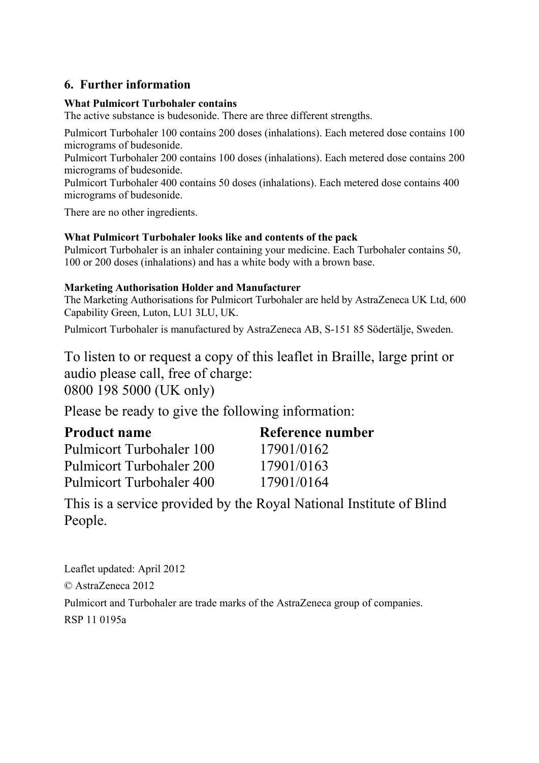## 6. Further information

**What Pulmicort Turbohaler contains**

The active substance is budesonide. There are three different strengths.

Pulmicort Turbohaler 100 contains 200 doses (inhalations). Each metered dose contains 100 micrograms of budesonide.
Pulmicort Turbohaler 200 contains 100 doses (inhalations). Each metered dose contains 200 micrograms of budesonide.
Pulmicort Turbohaler 400 contains 50 doses (inhalations). Each metered dose contains 400 micrograms of budesonide.

There are no other ingredients.

**What Pulmicort Turbohaler looks like and contents of the pack**

Pulmicort Turbohaler is an inhaler containing your medicine. Each Turbohaler contains 50, 100 or 200 doses (inhalations) and has a white body with a brown base.

**Marketing Authorisation Holder and Manufacturer**

The Marketing Authorisations for Pulmicort Turbohaler are held by AstraZeneca UK Ltd, 600 Capability Green, Luton, LU1 3LU, UK.

Pulmicort Turbohaler is manufactured by AstraZeneca AB, S-151 85 Södertälje, Sweden.

To listen to or request a copy of this leaflet in Braille, large print or audio please call, free of charge:
0800 198 5000 (UK only)

Please be ready to give the following information:

| **Product name** | **Reference number** |
|---|---|
| Pulmicort Turbohaler 100 | 17901/0162 |
| Pulmicort Turbohaler 200 | 17901/0163 |
| Pulmicort Turbohaler 400 | 17901/0164 |

This is a service provided by the Royal National Institute of Blind People.

Leaflet updated: April 2012

© AstraZeneca 2012

Pulmicort and Turbohaler are trade marks of the AstraZeneca group of companies.

RSP 11 0195a